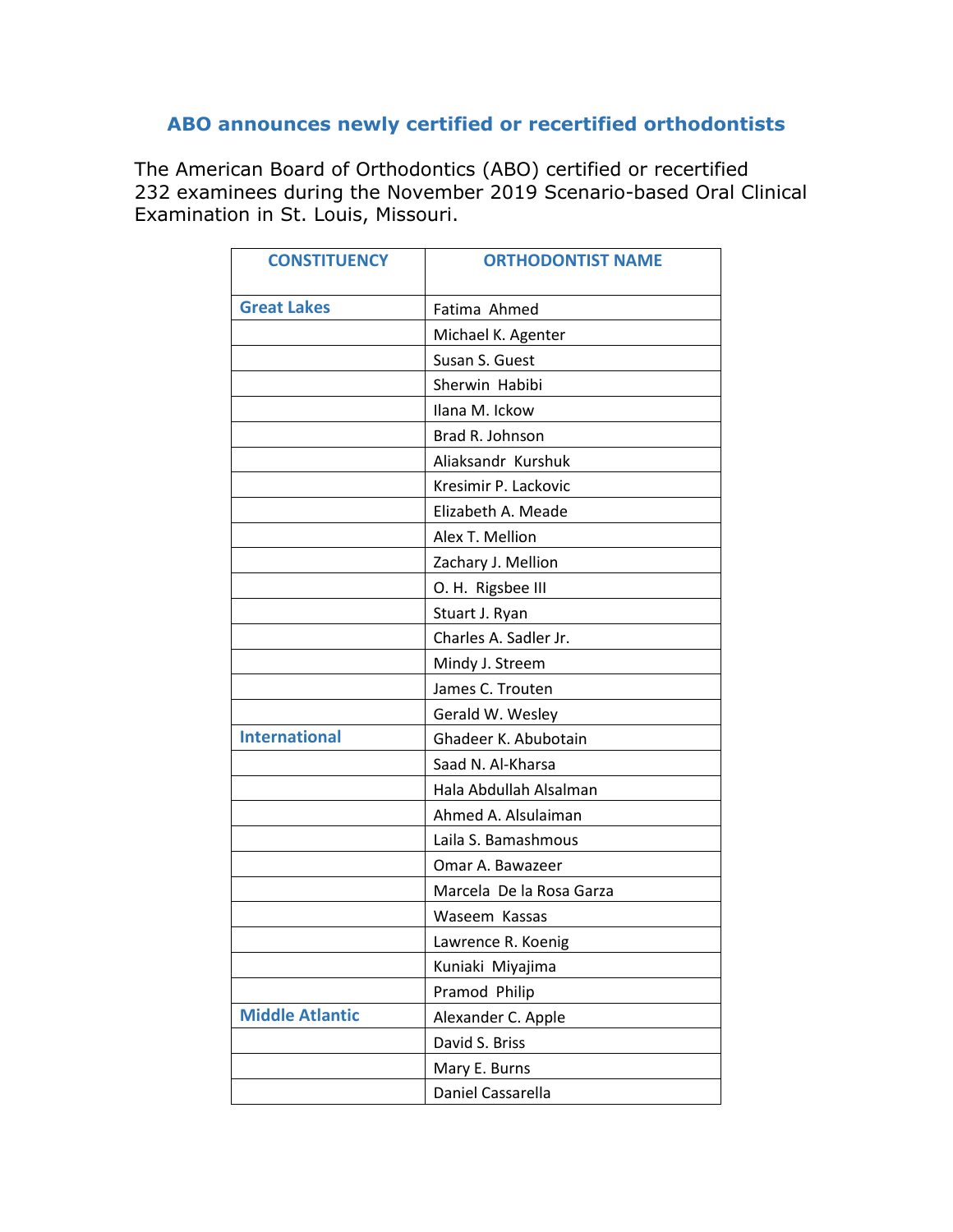## ABO announces newly certified or recertified orthodontists

The American Board of Orthodontics (ABO) certified or recertified 232 examinees during the November 2019 Scenario-based Oral Clinical Examination in St. Louis, Missouri.

| CONSTITUENCY | ORTHODONTIST NAME |
| --- | --- |
| **Great Lakes** | Fatima Ahmed |
| | Michael K. Agenter |
| | Susan S. Guest |
| | Sherwin Habibi |
| | Ilana M. Ickow |
| | Brad R. Johnson |
| | Aliaksandr Kurshuk |
| | Kresimir P. Lackovic |
| | Elizabeth A. Meade |
| | Alex T. Mellion |
| | Zachary J. Mellion |
| | O. H. Rigsbee III |
| | Stuart J. Ryan |
| | Charles A. Sadler Jr. |
| | Mindy J. Streem |
| | James C. Trouten |
| | Gerald W. Wesley |
| **International** | Ghadeer K. Abubotain |
| | Saad N. Al-Kharsa |
| | Hala Abdullah Alsalman |
| | Ahmed A. Alsulaiman |
| | Laila S. Bamashmous |
| | Omar A. Bawazeer |
| | Marcela De la Rosa Garza |
| | Waseem Kassas |
| | Lawrence R. Koenig |
| | Kuniaki Miyajima |
| | Pramod Philip |
| **Middle Atlantic** | Alexander C. Apple |
| | David S. Briss |
| | Mary E. Burns |
| | Daniel Cassarella |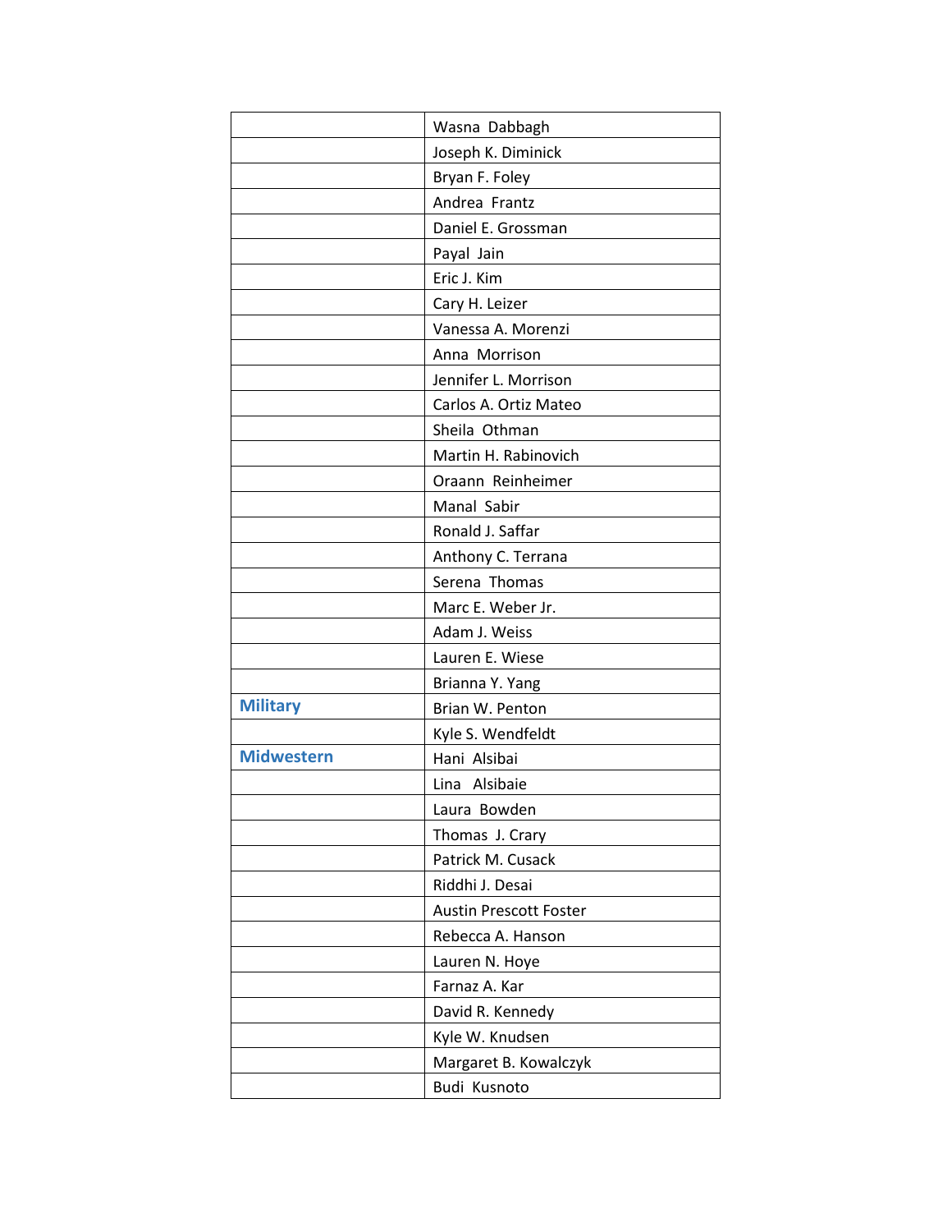| | |
|---|---|
| | Wasna Dabbagh |
| | Joseph K. Diminick |
| | Bryan F. Foley |
| | Andrea Frantz |
| | Daniel E. Grossman |
| | Payal Jain |
| | Eric J. Kim |
| | Cary H. Leizer |
| | Vanessa A. Morenzi |
| | Anna Morrison |
| | Jennifer L. Morrison |
| | Carlos A. Ortiz Mateo |
| | Sheila Othman |
| | Martin H. Rabinovich |
| | Oraann Reinheimer |
| | Manal Sabir |
| | Ronald J. Saffar |
| | Anthony C. Terrana |
| | Serena Thomas |
| | Marc E. Weber Jr. |
| | Adam J. Weiss |
| | Lauren E. Wiese |
| | Brianna Y. Yang |
| **Military** | Brian W. Penton |
| | Kyle S. Wendfeldt |
| **Midwestern** | Hani Alsibai |
| | Lina Alsibaie |
| | Laura Bowden |
| | Thomas J. Crary |
| | Patrick M. Cusack |
| | Riddhi J. Desai |
| | Austin Prescott Foster |
| | Rebecca A. Hanson |
| | Lauren N. Hoye |
| | Farnaz A. Kar |
| | David R. Kennedy |
| | Kyle W. Knudsen |
| | Margaret B. Kowalczyk |
| | Budi Kusnoto |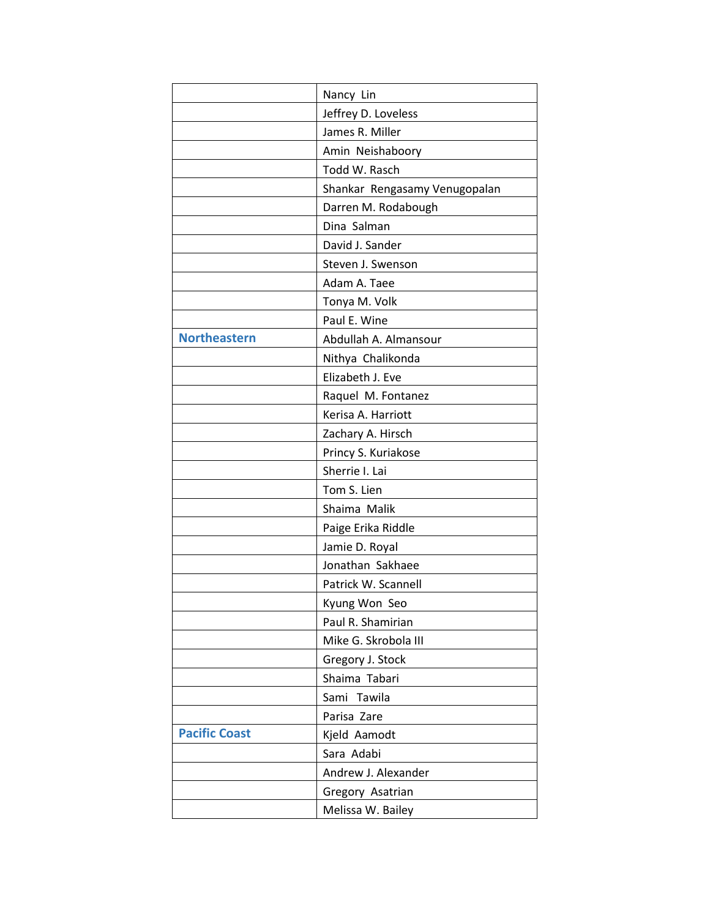| | |
|---|---|
| | Nancy Lin |
| | Jeffrey D. Loveless |
| | James R. Miller |
| | Amin Neishaboory |
| | Todd W. Rasch |
| | Shankar Rengasamy Venugopalan |
| | Darren M. Rodabough |
| | Dina Salman |
| | David J. Sander |
| | Steven J. Swenson |
| | Adam A. Taee |
| | Tonya M. Volk |
| | Paul E. Wine |
| **Northeastern** | Abdullah A. Almansour |
| | Nithya Chalikonda |
| | Elizabeth J. Eve |
| | Raquel M. Fontanez |
| | Kerisa A. Harriott |
| | Zachary A. Hirsch |
| | Princy S. Kuriakose |
| | Sherrie I. Lai |
| | Tom S. Lien |
| | Shaima Malik |
| | Paige Erika Riddle |
| | Jamie D. Royal |
| | Jonathan Sakhaee |
| | Patrick W. Scannell |
| | Kyung Won Seo |
| | Paul R. Shamirian |
| | Mike G. Skrobola III |
| | Gregory J. Stock |
| | Shaima Tabari |
| | Sami Tawila |
| | Parisa Zare |
| **Pacific Coast** | Kjeld Aamodt |
| | Sara Adabi |
| | Andrew J. Alexander |
| | Gregory Asatrian |
| | Melissa W. Bailey |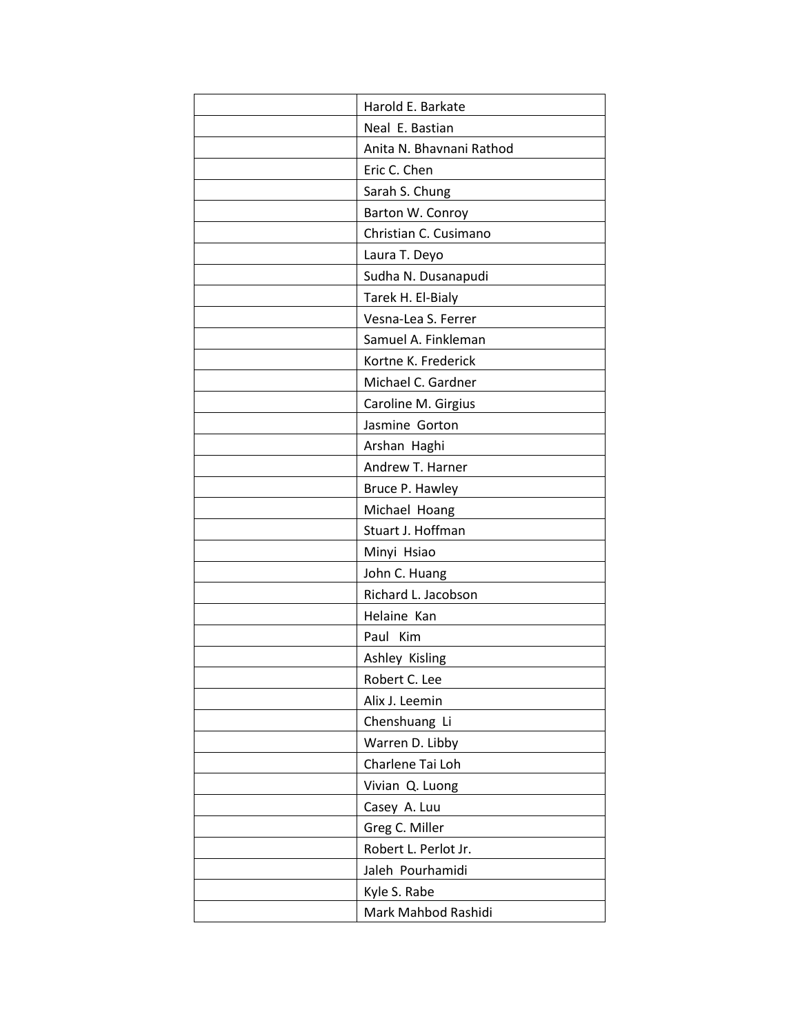| | |
|---|---|
| | Harold E. Barkate |
| | Neal E. Bastian |
| | Anita N. Bhavnani Rathod |
| | Eric C. Chen |
| | Sarah S. Chung |
| | Barton W. Conroy |
| | Christian C. Cusimano |
| | Laura T. Deyo |
| | Sudha N. Dusanapudi |
| | Tarek H. El-Bialy |
| | Vesna-Lea S. Ferrer |
| | Samuel A. Finkleman |
| | Kortne K. Frederick |
| | Michael C. Gardner |
| | Caroline M. Girgius |
| | Jasmine Gorton |
| | Arshan Haghi |
| | Andrew T. Harner |
| | Bruce P. Hawley |
| | Michael Hoang |
| | Stuart J. Hoffman |
| | Minyi Hsiao |
| | John C. Huang |
| | Richard L. Jacobson |
| | Helaine Kan |
| | Paul Kim |
| | Ashley Kisling |
| | Robert C. Lee |
| | Alix J. Leemin |
| | Chenshuang Li |
| | Warren D. Libby |
| | Charlene Tai Loh |
| | Vivian Q. Luong |
| | Casey A. Luu |
| | Greg C. Miller |
| | Robert L. Perlot Jr. |
| | Jaleh Pourhamidi |
| | Kyle S. Rabe |
| | Mark Mahbod Rashidi |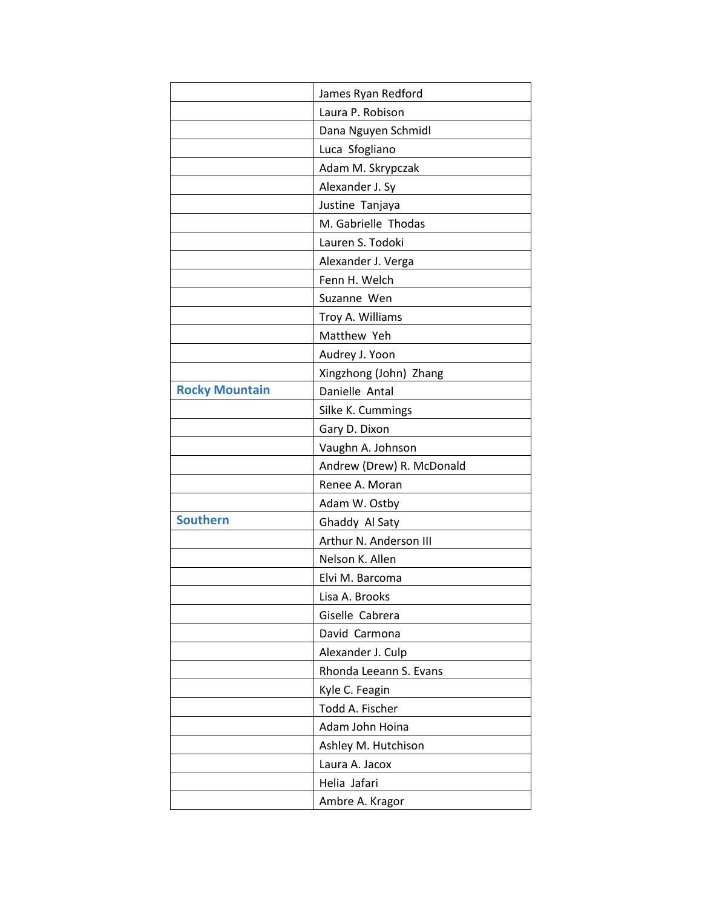| | |
|---|---|
| | James Ryan Redford |
| | Laura P. Robison |
| | Dana Nguyen Schmidl |
| | Luca Sfogliano |
| | Adam M. Skrypczak |
| | Alexander J. Sy |
| | Justine Tanjaya |
| | M. Gabrielle Thodas |
| | Lauren S. Todoki |
| | Alexander J. Verga |
| | Fenn H. Welch |
| | Suzanne Wen |
| | Troy A. Williams |
| | Matthew Yeh |
| | Audrey J. Yoon |
| | Xingzhong (John) Zhang |
| **Rocky Mountain** | Danielle Antal |
| | Silke K. Cummings |
| | Gary D. Dixon |
| | Vaughn A. Johnson |
| | Andrew (Drew) R. McDonald |
| | Renee A. Moran |
| | Adam W. Ostby |
| **Southern** | Ghaddy Al Saty |
| | Arthur N. Anderson III |
| | Nelson K. Allen |
| | Elvi M. Barcoma |
| | Lisa A. Brooks |
| | Giselle Cabrera |
| | David Carmona |
| | Alexander J. Culp |
| | Rhonda Leeann S. Evans |
| | Kyle C. Feagin |
| | Todd A. Fischer |
| | Adam John Hoina |
| | Ashley M. Hutchison |
| | Laura A. Jacox |
| | Helia Jafari |
| | Ambre A. Kragor |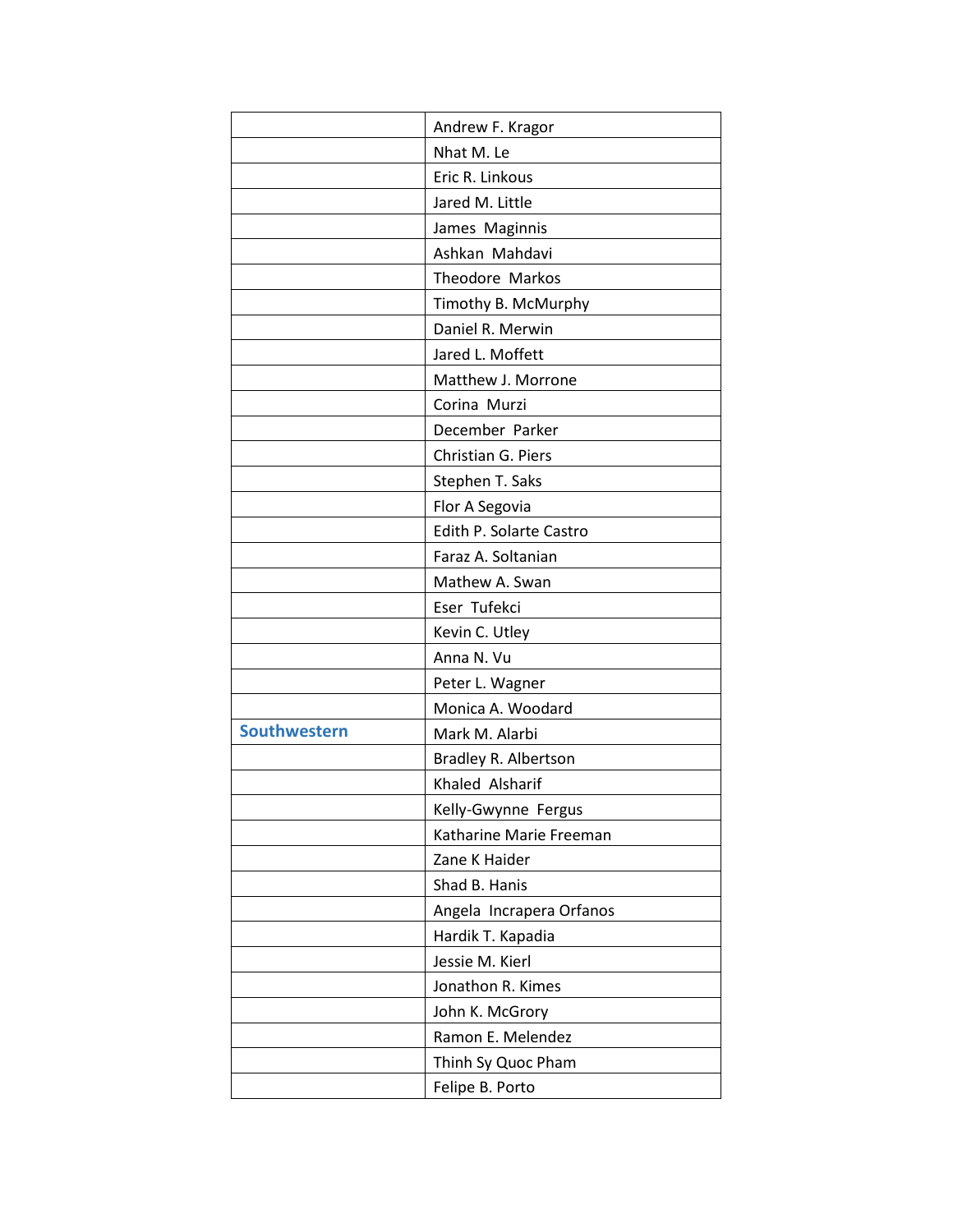| | |
|---|---|
| | Andrew F. Kragor |
| | Nhat M. Le |
| | Eric R. Linkous |
| | Jared M. Little |
| | James  Maginnis |
| | Ashkan  Mahdavi |
| | Theodore  Markos |
| | Timothy B. McMurphy |
| | Daniel R. Merwin |
| | Jared L. Moffett |
| | Matthew J. Morrone |
| | Corina  Murzi |
| | December  Parker |
| | Christian G. Piers |
| | Stephen T. Saks |
| | Flor A Segovia |
| | Edith P. Solarte Castro |
| | Faraz A. Soltanian |
| | Mathew A. Swan |
| | Eser  Tufekci |
| | Kevin C. Utley |
| | Anna N. Vu |
| | Peter L. Wagner |
| | Monica A. Woodard |
| **Southwestern** | Mark M. Alarbi |
| | Bradley R. Albertson |
| | Khaled  Alsharif |
| | Kelly-Gwynne  Fergus |
| | Katharine Marie Freeman |
| | Zane K Haider |
| | Shad B. Hanis |
| | Angela  Incrapera Orfanos |
| | Hardik T. Kapadia |
| | Jessie M. Kierl |
| | Jonathon R. Kimes |
| | John K. McGrory |
| | Ramon E. Melendez |
| | Thinh Sy Quoc Pham |
| | Felipe B. Porto |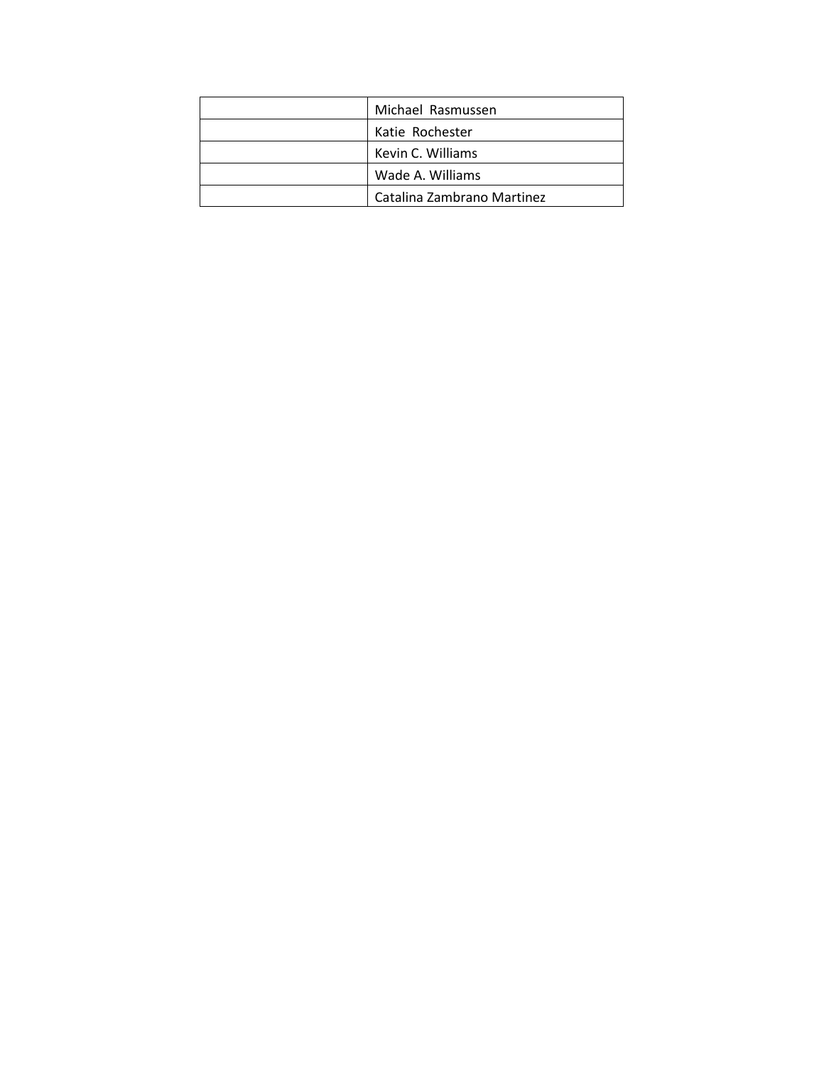| | |
|---|---|
| | Michael  Rasmussen |
| | Katie  Rochester |
| | Kevin C. Williams |
| | Wade A. Williams |
| | Catalina Zambrano Martinez |